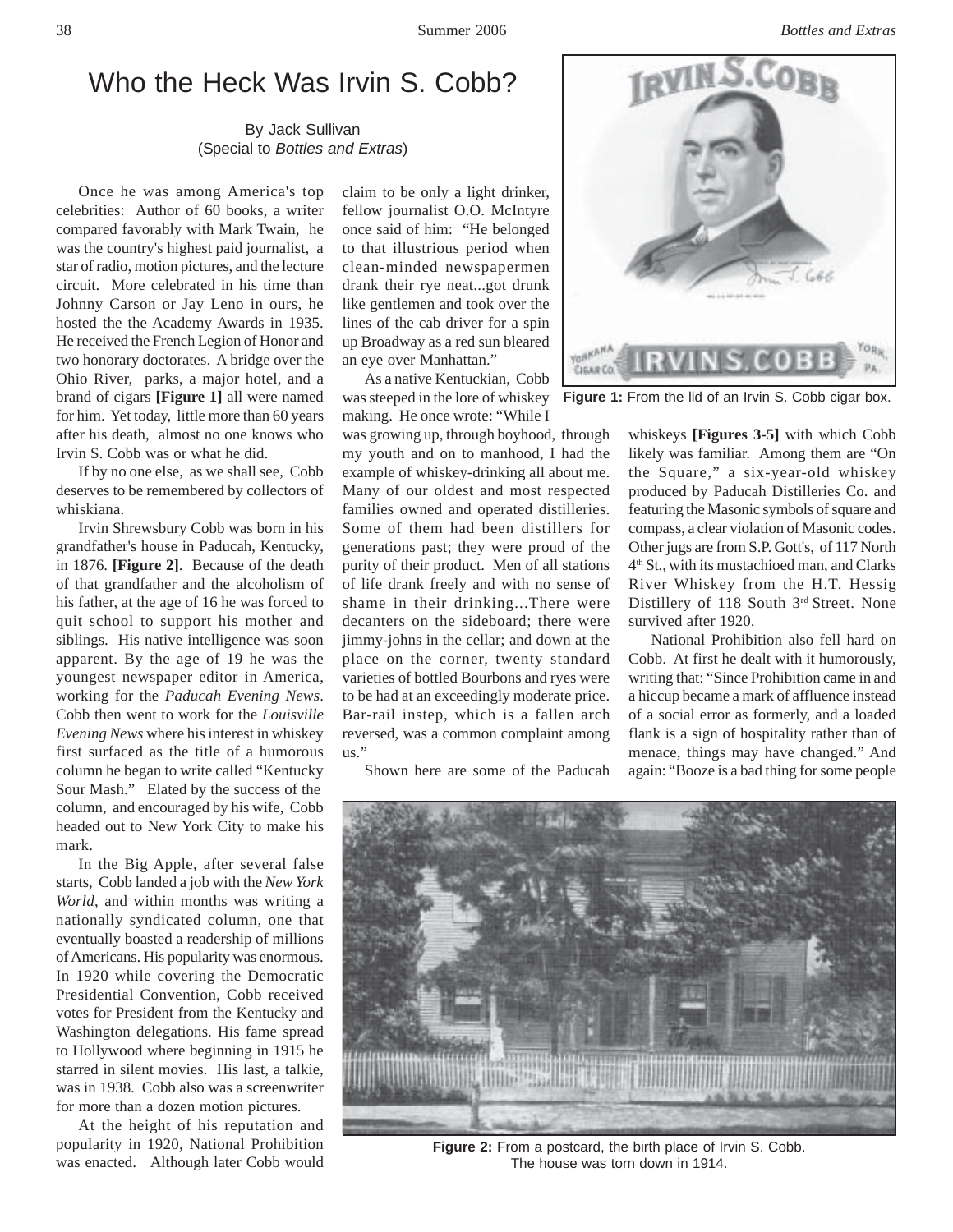# Who the Heck Was Irvin S. Cobb?

By Jack Sullivan
(Special to *Bottles and Extras*)

Once he was among America's top celebrities: Author of 60 books, a writer compared favorably with Mark Twain, he was the country's highest paid journalist, a star of radio, motion pictures, and the lecture circuit. More celebrated in his time than Johnny Carson or Jay Leno in ours, he hosted the the Academy Awards in 1935. He received the French Legion of Honor and two honorary doctorates. A bridge over the Ohio River, parks, a major hotel, and a brand of cigars **[Figure 1]** all were named for him. Yet today, little more than 60 years after his death, almost no one knows who Irvin S. Cobb was or what he did.

If by no one else, as we shall see, Cobb deserves to be remembered by collectors of whiskiana.

Irvin Shrewsbury Cobb was born in his grandfather's house in Paducah, Kentucky, in 1876. **[Figure 2]**. Because of the death of that grandfather and the alcoholism of his father, at the age of 16 he was forced to quit school to support his mother and siblings. His native intelligence was soon apparent. By the age of 19 he was the youngest newspaper editor in America, working for the *Paducah Evening News*. Cobb then went to work for the *Louisville Evening News* where his interest in whiskey first surfaced as the title of a humorous column he began to write called "Kentucky Sour Mash." Elated by the success of the column, and encouraged by his wife, Cobb headed out to New York City to make his mark.

In the Big Apple, after several false starts, Cobb landed a job with the *New York World*, and within months was writing a nationally syndicated column, one that eventually boasted a readership of millions of Americans. His popularity was enormous. In 1920 while covering the Democratic Presidential Convention, Cobb received votes for President from the Kentucky and Washington delegations. His fame spread to Hollywood where beginning in 1915 he starred in silent movies. His last, a talkie, was in 1938. Cobb also was a screenwriter for more than a dozen motion pictures.

At the height of his reputation and popularity in 1920, National Prohibition was enacted. Although later Cobb would claim to be only a light drinker, fellow journalist O.O. McIntyre once said of him: "He belonged to that illustrious period when clean-minded newspapermen drank their rye neat...got drunk like gentlemen and took over the lines of the cab driver for a spin up Broadway as a red sun bleared an eye over Manhattan."

As a native Kentuckian, Cobb was steeped in the lore of whiskey making. He once wrote: "While I was growing up, through boyhood, through my youth and on to manhood, I had the example of whiskey-drinking all about me. Many of our oldest and most respected families owned and operated distilleries. Some of them had been distillers for generations past; they were proud of the purity of their product. Men of all stations of life drank freely and with no sense of shame in their drinking...There were decanters on the sideboard; there were jimmy-johns in the cellar; and down at the place on the corner, twenty standard varieties of bottled Bourbons and ryes were to be had at an exceedingly moderate price. Bar-rail instep, which is a fallen arch reversed, was a common complaint among us."

Figure 1: From the lid of an Irvin S. Cobb cigar box.

Shown here are some of the Paducah whiskeys **[Figures 3-5]** with which Cobb likely was familiar. Among them are "On the Square," a six-year-old whiskey produced by Paducah Distilleries Co. and featuring the Masonic symbols of square and compass, a clear violation of Masonic codes. Other jugs are from S.P. Gott's, of 117 North 4th St., with its mustachioed man, and Clarks River Whiskey from the H.T. Hessig Distillery of 118 South 3rd Street. None survived after 1920.

National Prohibition also fell hard on Cobb. At first he dealt with it humorously, writing that: "Since Prohibition came in and a hiccup became a mark of affluence instead of a social error as formerly, and a loaded flank is a sign of hospitality rather than of menace, things may have changed." And again: "Booze is a bad thing for some people

Figure 2: From a postcard, the birth place of Irvin S. Cobb. The house was torn down in 1914.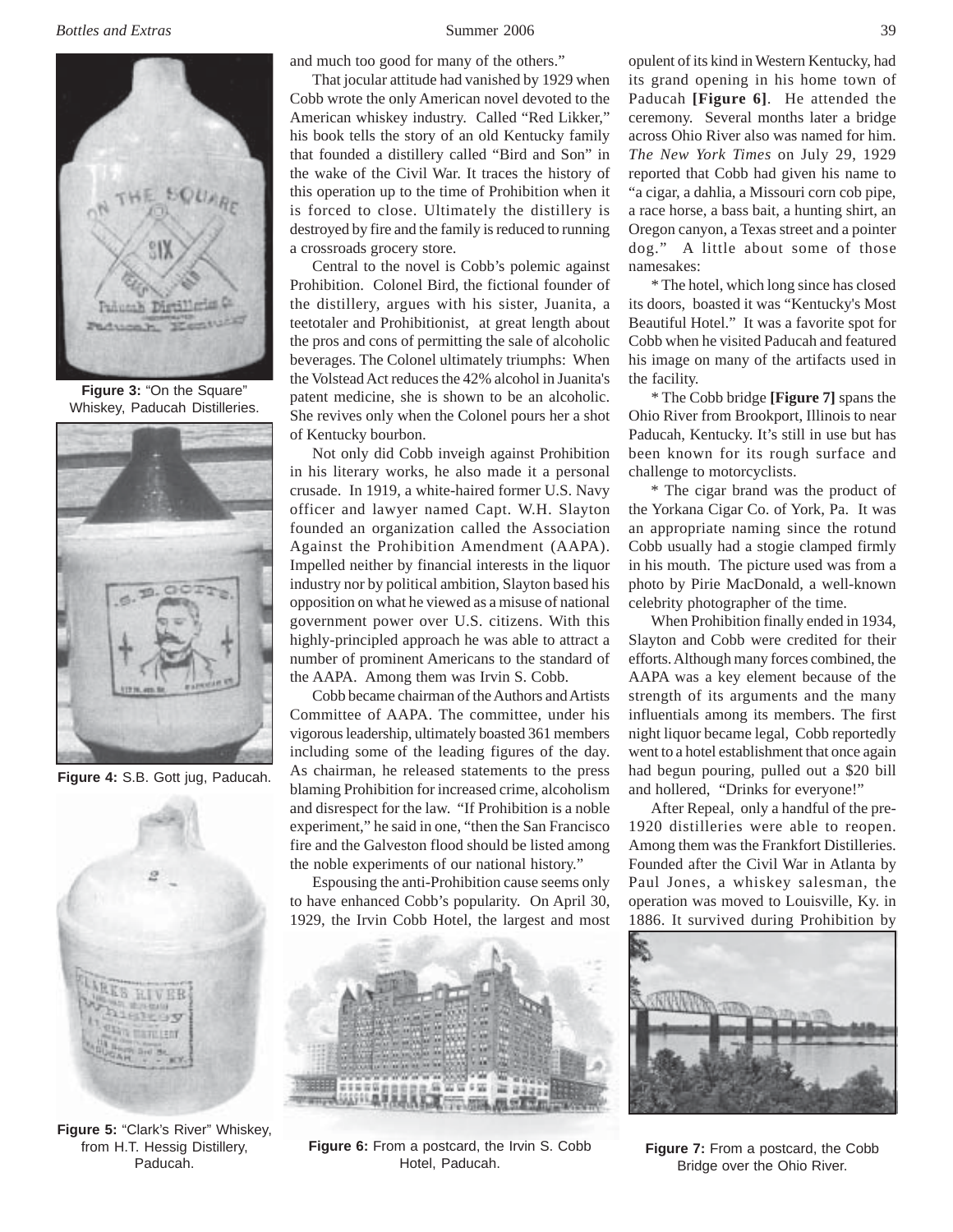and much too good for many of the others."

That jocular attitude had vanished by 1929 when Cobb wrote the only American novel devoted to the American whiskey industry. Called "Red Likker," his book tells the story of an old Kentucky family that founded a distillery called "Bird and Son" in the wake of the Civil War. It traces the history of this operation up to the time of Prohibition when it is forced to close. Ultimately the distillery is destroyed by fire and the family is reduced to running a crossroads grocery store.

Central to the novel is Cobb's polemic against Prohibition. Colonel Bird, the fictional founder of the distillery, argues with his sister, Juanita, a teetotaler and Prohibitionist, at great length about the pros and cons of permitting the sale of alcoholic beverages. The Colonel ultimately triumphs: When the Volstead Act reduces the 42% alcohol in Juanita's patent medicine, she is shown to be an alcoholic. She revives only when the Colonel pours her a shot of Kentucky bourbon.

Not only did Cobb inveigh against Prohibition in his literary works, he also made it a personal crusade. In 1919, a white-haired former U.S. Navy officer and lawyer named Capt. W.H. Slayton founded an organization called the Association Against the Prohibition Amendment (AAPA). Impelled neither by financial interests in the liquor industry nor by political ambition, Slayton based his opposition on what he viewed as a misuse of national government power over U.S. citizens. With this highly-principled approach he was able to attract a number of prominent Americans to the standard of the AAPA. Among them was Irvin S. Cobb.

Cobb became chairman of the Authors and Artists Committee of AAPA. The committee, under his vigorous leadership, ultimately boasted 361 members including some of the leading figures of the day. As chairman, he released statements to the press blaming Prohibition for increased crime, alcoholism and disrespect for the law. "If Prohibition is a noble experiment," he said in one, "then the San Francisco fire and the Galveston flood should be listed among the noble experiments of our national history."

Espousing the anti-Prohibition cause seems only to have enhanced Cobb's popularity. On April 30, 1929, the Irvin Cobb Hotel, the largest and most opulent of its kind in Western Kentucky, had its grand opening in his home town of Paducah **[Figure 6]**. He attended the ceremony. Several months later a bridge across Ohio River also was named for him. *The New York Times* on July 29, 1929 reported that Cobb had given his name to "a cigar, a dahlia, a Missouri corn cob pipe, a race horse, a bass bait, a hunting shirt, an Oregon canyon, a Texas street and a pointer dog." A little about some of those namesakes:

* The hotel, which long since has closed its doors, boasted it was "Kentucky's Most Beautiful Hotel." It was a favorite spot for Cobb when he visited Paducah and featured his image on many of the artifacts used in the facility.

* The Cobb bridge **[Figure 7]** spans the Ohio River from Brookport, Illinois to near Paducah, Kentucky. It's still in use but has been known for its rough surface and challenge to motorcyclists.

* The cigar brand was the product of the Yorkana Cigar Co. of York, Pa. It was an appropriate naming since the rotund Cobb usually had a stogie clamped firmly in his mouth. The picture used was from a photo by Pirie MacDonald, a well-known celebrity photographer of the time.

When Prohibition finally ended in 1934, Slayton and Cobb were credited for their efforts. Although many forces combined, the AAPA was a key element because of the strength of its arguments and the many influentials among its members. The first night liquor became legal, Cobb reportedly went to a hotel establishment that once again had begun pouring, pulled out a $20 bill and hollered, "Drinks for everyone!"

After Repeal, only a handful of the pre-1920 distilleries were able to reopen. Among them was the Frankfort Distilleries. Founded after the Civil War in Atlanta by Paul Jones, a whiskey salesman, the operation was moved to Louisville, Ky. in 1886. It survived during Prohibition by

**Figure 3:** "On the Square" Whiskey, Paducah Distilleries.

**Figure 4:** S.B. Gott jug, Paducah.

**Figure 5:** "Clark's River" Whiskey, from H.T. Hessig Distillery, Paducah.

**Figure 6:** From a postcard, the Irvin S. Cobb Hotel, Paducah.

**Figure 7:** From a postcard, the Cobb Bridge over the Ohio River.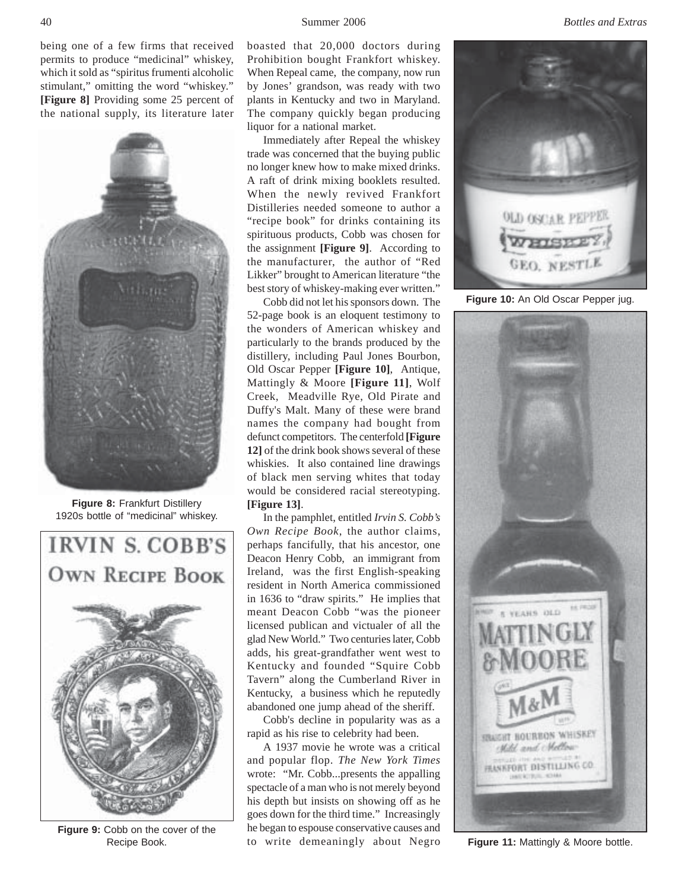being one of a few firms that received permits to produce "medicinal" whiskey, which it sold as "spiritus frumenti alcoholic stimulant," omitting the word "whiskey." **[Figure 8]** Providing some 25 percent of the national supply, its literature later boasted that 20,000 doctors during Prohibition bought Frankfort whiskey. When Repeal came, the company, now run by Jones' grandson, was ready with two plants in Kentucky and two in Maryland. The company quickly began producing liquor for a national market.

Figure 8: Frankfurt Distillery 1920s bottle of "medicinal" whiskey.

Immediately after Repeal the whiskey trade was concerned that the buying public no longer knew how to make mixed drinks. A raft of drink mixing booklets resulted. When the newly revived Frankfort Distilleries needed someone to author a "recipe book" for drinks containing its spirituous products, Cobb was chosen for the assignment **[Figure 9]**. According to the manufacturer, the author of "Red Likker" brought to American literature "the best story of whiskey-making ever written."

Figure 9: Cobb on the cover of the Recipe Book.

Cobb did not let his sponsors down. The 52-page book is an eloquent testimony to the wonders of American whiskey and particularly to the brands produced by the distillery, including Paul Jones Bourbon, Old Oscar Pepper **[Figure 10]**, Antique, Mattingly & Moore **[Figure 11]**, Wolf Creek, Meadville Rye, Old Pirate and Duffy's Malt. Many of these were brand names the company had bought from defunct competitors. The centerfold **[Figure 12]** of the drink book shows several of these whiskies. It also contained line drawings of black men serving whites that today would be considered racial stereotyping. **[Figure 13]**.

Figure 10: An Old Oscar Pepper jug.

In the pamphlet, entitled *Irvin S. Cobb's Own Recipe Book*, the author claims, perhaps fancifully, that his ancestor, one Deacon Henry Cobb, an immigrant from Ireland, was the first English-speaking resident in North America commissioned in 1636 to "draw spirits." He implies that meant Deacon Cobb "was the pioneer licensed publican and victualer of all the glad New World." Two centuries later, Cobb adds, his great-grandfather went west to Kentucky and founded "Squire Cobb Tavern" along the Cumberland River in Kentucky, a business which he reputedly abandoned one jump ahead of the sheriff.

Cobb's decline in popularity was as a rapid as his rise to celebrity had been.

A 1937 movie he wrote was a critical and popular flop. *The New York Times* wrote: "Mr. Cobb...presents the appalling spectacle of a man who is not merely beyond his depth but insists on showing off as he goes down for the third time." Increasingly he began to espouse conservative causes and to write demeaningly about Negro

Figure 11: Mattingly & Moore bottle.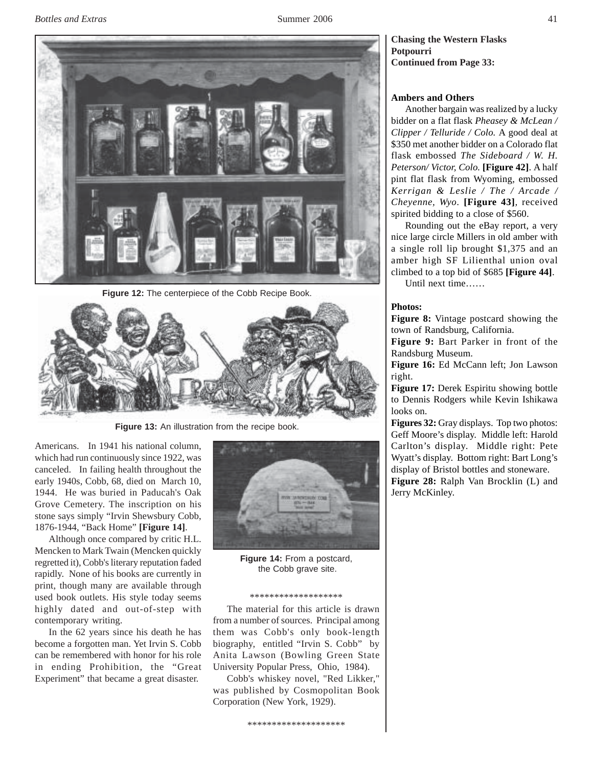Figure 12: The centerpiece of the Cobb Recipe Book.

Figure 13: An illustration from the recipe book.

Americans. In 1941 his national column, which had run continuously since 1922, was canceled. In failing health throughout the early 1940s, Cobb, 68, died on March 10, 1944. He was buried in Paducah's Oak Grove Cemetery. The inscription on his stone says simply "Irvin Shewsbury Cobb, 1876-1944, "Back Home" **[Figure 14]**.

Although once compared by critic H.L. Mencken to Mark Twain (Mencken quickly regretted it), Cobb's literary reputation faded rapidly. None of his books are currently in print, though many are available through used book outlets. His style today seems highly dated and out-of-step with contemporary writing.

In the 62 years since his death he has become a forgotten man. Yet Irvin S. Cobb can be remembered with honor for his role in ending Prohibition, the "Great Experiment" that became a great disaster.

Figure 14: From a postcard, the Cobb grave site.

*******************

The material for this article is drawn from a number of sources. Principal among them was Cobb's only book-length biography, entitled "Irvin S. Cobb" by Anita Lawson (Bowling Green State University Popular Press, Ohio, 1984).

Cobb's whiskey novel, "Red Likker," was published by Cosmopolitan Book Corporation (New York, 1929).

*******************

**Chasing the Western Flasks**
**Potpourri**
**Continued from Page 33:**

**Ambers and Others**

Another bargain was realized by a lucky bidder on a flat flask *Pheasey & McLean / Clipper / Telluride / Colo.* A good deal at $350 met another bidder on a Colorado flat flask embossed *The Sideboard / W. H. Peterson/ Victor, Colo.* **[Figure 42]**. A half pint flat flask from Wyoming, embossed *Kerrigan & Leslie / The / Arcade / Cheyenne, Wyo*. **[Figure 43]**, received spirited bidding to a close of $560.

Rounding out the eBay report, a very nice large circle Millers in old amber with a single roll lip brought $1,375 and an amber high SF Lilienthal union oval climbed to a top bid of $685 **[Figure 44]**.

Until next time……

**Photos:**

**Figure 8:** Vintage postcard showing the town of Randsburg, California.

**Figure 9:** Bart Parker in front of the Randsburg Museum.

**Figure 16:** Ed McCann left; Jon Lawson right.

**Figure 17:** Derek Espiritu showing bottle to Dennis Rodgers while Kevin Ishikawa looks on.

**Figures 32:** Gray displays. Top two photos: Geff Moore's display. Middle left: Harold Carlton's display. Middle right: Pete Wyatt's display. Bottom right: Bart Long's display of Bristol bottles and stoneware.

**Figure 28:** Ralph Van Brocklin (L) and Jerry McKinley.